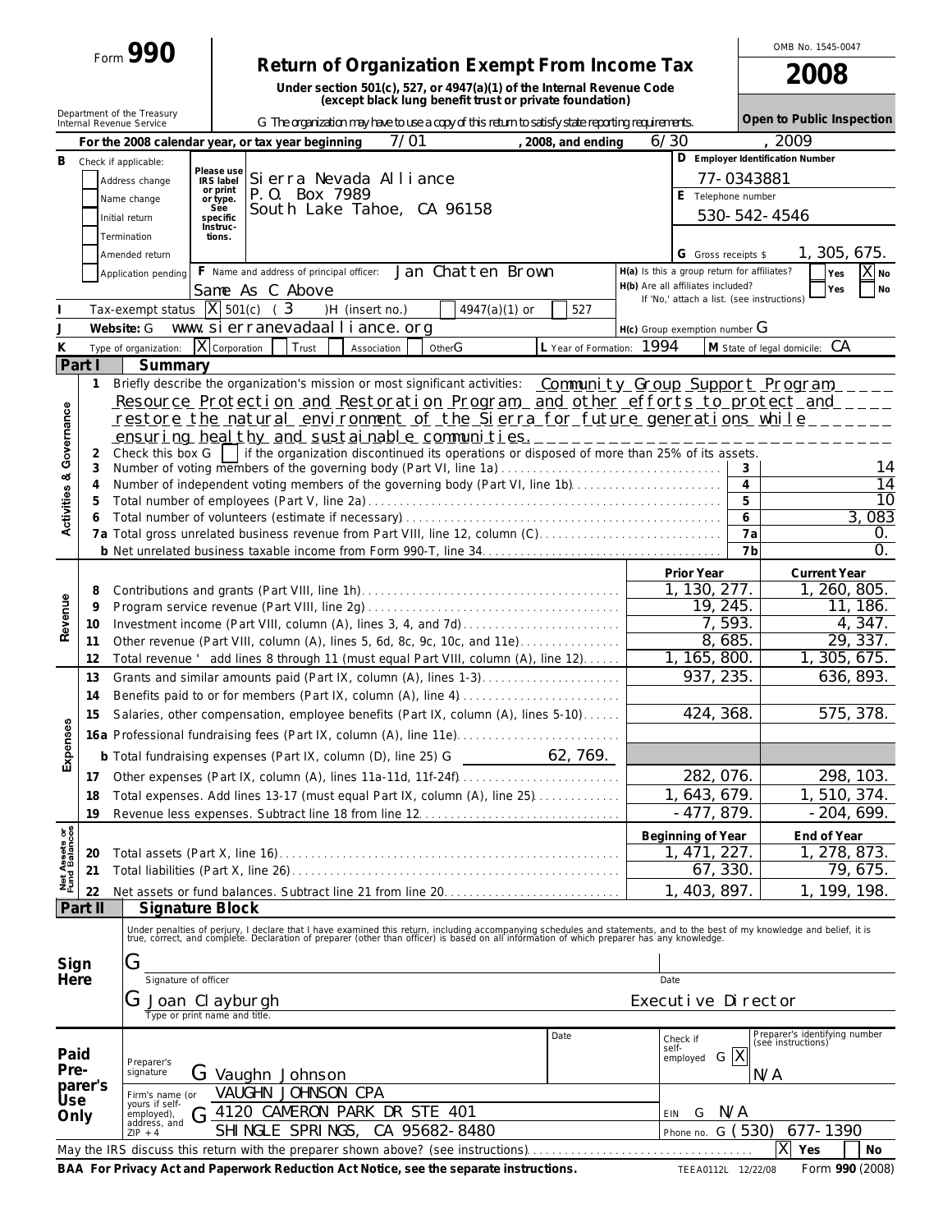Form **990**

# Return of Organization Exempt From Income Tax

**Under section 501(c), 527, or 4947(a)(1) of the Internal Revenue Code (except black lung benefit trust or private foundation)**

Department of the Treasury
Internal Revenue Service

G The organization may have to use a copy of this return to satisfy state reporting requirements.

OMB No. 1545-0047

**2008**

**Open to Public Inspection**

**For the 2008 calendar year, or tax year beginning** 7/01 , 2008, and ending 6/30 , 2009

**B** Check if applicable:
- [ ] Address change
- [ ] Name change
- [ ] Initial return
- [ ] Termination
- [ ] Amended return
- [ ] Application pending

Please use IRS label or print or type. See specific Instructions.

**C** Sierra Nevada Alliance
P.O. Box 7989
South Lake Tahoe, CA 96158

**D Employer Identification Number** 77-0343881

**E** Telephone number 530-542-4546

**G** Gross receipts $ 1,305,675.

**F** Name and address of principal officer: Jan Chatten Brown
Same As C Above

**H(a)** Is this a group return for affiliates? [ ] Yes [X] No
**H(b)** Are all affiliates included? [ ] Yes [ ] No
If 'No,' attach a list. (see instructions)

**I** Tax-exempt status [X] 501(c) ( 3 )H (insert no.) [ ] 4947(a)(1) or [ ] 527

**J** Website: G www.sierranevadaalliance.org

**H(c)** Group exemption number G

**K** Type of organization: [X] Corporation [ ] Trust [ ] Association [ ] OtherG

**L** Year of Formation: 1994

**M** State of legal domicile: CA

## Part I Summary

**Activities & Governance**

1 Briefly describe the organization's mission or most significant activities: Community Group Support Program, Resource Protection and Restoration Program, and other efforts to protect and restore the natural environment of the Sierra for future generations while ensuring healthy and sustainable communities.

2 Check this box G [ ] if the organization discontinued its operations or disposed of more than 25% of its assets.

| | | | |
|---|---|---|---|
| 3 | Number of voting members of the governing body (Part VI, line 1a) | 3 | 14 |
| 4 | Number of independent voting members of the governing body (Part VI, line 1b) | 4 | 14 |
| 5 | Total number of employees (Part V, line 2a) | 5 | 10 |
| 6 | Total number of volunteers (estimate if necessary) | 6 | 3,083 |
| 7a | Total gross unrelated business revenue from Part VIII, line 12, column (C) | 7a | 0. |
| b | Net unrelated business taxable income from Form 990-T, line 34 | 7b | 0. |

| | | | Prior Year | Current Year |
|---|---|---|---|---|
| **Revenue** | 8 | Contributions and grants (Part VIII, line 1h) | 1,130,277. | 1,260,805. |
| | 9 | Program service revenue (Part VIII, line 2g) | 19,245. | 11,186. |
| | 10 | Investment income (Part VIII, column (A), lines 3, 4, and 7d) | 7,593. | 4,347. |
| | 11 | Other revenue (Part VIII, column (A), lines 5, 6d, 8c, 9c, 10c, and 11e) | 8,685. | 29,337. |
| | 12 | Total revenue ' add lines 8 through 11 (must equal Part VIII, column (A), line 12) | 1,165,800. | 1,305,675. |
| **Expenses** | 13 | Grants and similar amounts paid (Part IX, column (A), lines 1-3) | 937,235. | 636,893. |
| | 14 | Benefits paid to or for members (Part IX, column (A), line 4) | | |
| | 15 | Salaries, other compensation, employee benefits (Part IX, column (A), lines 5-10) | 424,368. | 575,378. |
| | 16a | Professional fundraising fees (Part IX, column (A), line 11e) | | |
| | b | Total fundraising expenses (Part IX, column (D), line 25) G 62,769. | | |
| | 17 | Other expenses (Part IX, column (A), lines 11a-11d, 11f-24f) | 282,076. | 298,103. |
| | 18 | Total expenses. Add lines 13-17 (must equal Part IX, column (A), line 25) | 1,643,679. | 1,510,374. |
| | 19 | Revenue less expenses. Subtract line 18 from line 12 | -477,879. | -204,699. |

| | | | Beginning of Year | End of Year |
|---|---|---|---|---|
| **Net Assets or Fund Balances** | 20 | Total assets (Part X, line 16) | 1,471,227. | 1,278,873. |
| | 21 | Total liabilities (Part X, line 26) | 67,330. | 79,675. |
| | 22 | Net assets or fund balances. Subtract line 21 from line 20 | 1,403,897. | 1,199,198. |

## Part II Signature Block

Under penalties of perjury, I declare that I have examined this return, including accompanying schedules and statements, and to the best of my knowledge and belief, it is true, correct, and complete. Declaration of preparer (other than officer) is based on all information of which preparer has any knowledge.

**Sign Here**

G
Signature of officer — Date

G Joan Clayburgh — Executive Director
Type or print name and title.

**Paid Preparer's Use Only**

Preparer's signature G Vaughn Johnson — Date

Check if self-employed G [X]

Preparer's identifying number (see instructions) N/A

Firm's name (or yours if self-employed), address, and ZIP + 4 G VAUGHN JOHNSON CPA
4120 CAMERON PARK DR STE 401
SHINGLE SPRINGS, CA 95682-8480

EIN G N/A

Phone no. G (530) 677-1390

May the IRS discuss this return with the preparer shown above? (see instructions) [X] Yes [ ] No

**BAA For Privacy Act and Paperwork Reduction Act Notice, see the separate instructions.** TEEA0112L 12/22/08 Form **990** (2008)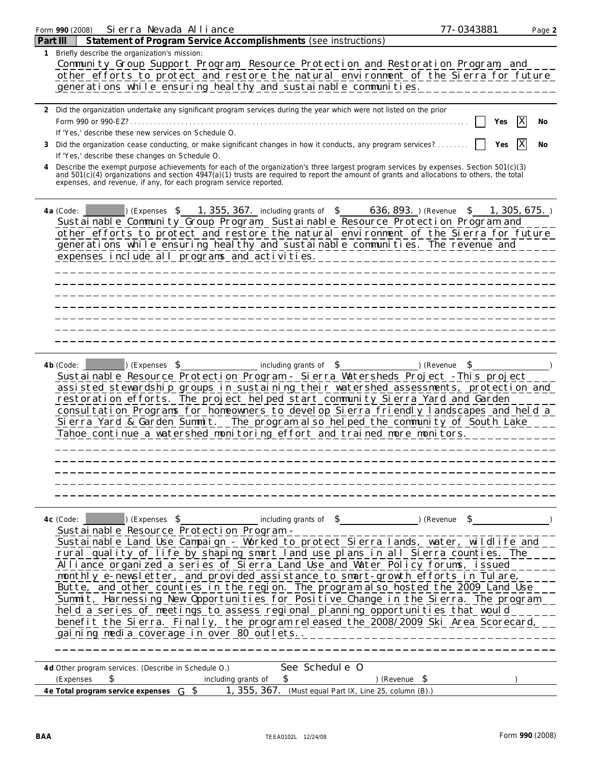Form 990 (2008) Sierra Nevada Alliance 77-0343881

## Part III Statement of Program Service Accomplishments (see instructions)

**1** Briefly describe the organization's mission:

Community Group Support Program, Resource Protection and Restoration Program, and other efforts to protect and restore the natural environment of the Sierra for future generations while ensuring healthy and sustainable communities.

**2** Did the organization undertake any significant program services during the year which were not listed on the prior Form 990 or 990-EZ? ☐ Yes ☒ No

If 'Yes,' describe these new services on Schedule O.

**3** Did the organization cease conducting, or make significant changes in how it conducts, any program services? ☐ Yes ☒ No

If 'Yes,' describe these changes on Schedule O.

**4** Describe the exempt purpose achievements for each of the organization's three largest program services by expenses. Section 501(c)(3) and 501(c)(4) organizations and section 4947(a)(1) trusts are required to report the amount of grants and allocations to others, the total expenses, and revenue, if any, for each program service reported.

**4a** (Code: ) (Expenses $ 1,355,367. including grants of $ 636,893. ) (Revenue $ 1,305,675. )

Sustainable Community Group Program, Sustainable Resource Protection Program and other efforts to protect and restore the natural environment of the Sierra for future generations while ensuring healthy and sustainable communities. The revenue and expenses include all programs and activities.

**4b** (Code: ) (Expenses $ including grants of $ ) (Revenue $ )

Sustainable Resource Protection Program - Sierra Watersheds Project - This project assisted stewardship groups in sustaining their watershed assessments, protection and restoration efforts. The project helped start community Sierra Yard and Garden consultation Programs for homeowners to develop Sierra friendly landscapes and held a Sierra Yard & Garden Summit. The program also helped the community of South Lake Tahoe continue a watershed monitoring effort and trained more monitors.

**4c** (Code: ) (Expenses $ including grants of $ ) (Revenue $ )

Sustainable Resource Protection Program -
Sustainable Land Use Campaign - Worked to protect Sierra lands, water, wildlife and rural quality of life by shaping smart land use plans in all Sierra counties. The Alliance organized a series of Sierra Land Use and Water Policy forums, issued monthly e-newsletter, and provided assistance to smart-growth efforts in Tulare, Butte, and other counties in the region. The program also hosted the 2009 Land Use Summit, Harnessing New Opportunities for Positive Change in the Sierra. The program held a series of meetings to assess regional planning opportunities that would benefit the Sierra. Finally, the program released the 2008/2009 Ski Area Scorecard, gaining media coverage in over 80 outlets..

**4d** Other program services. (Describe in Schedule O.) See Schedule O

(Expenses $ including grants of $ ) (Revenue $ )

**4e Total program service expenses** $ 1,355,367. (Must equal Part IX, Line 25, column (B).)

BAA TEEA0102L 12/24/08 Form 990 (2008)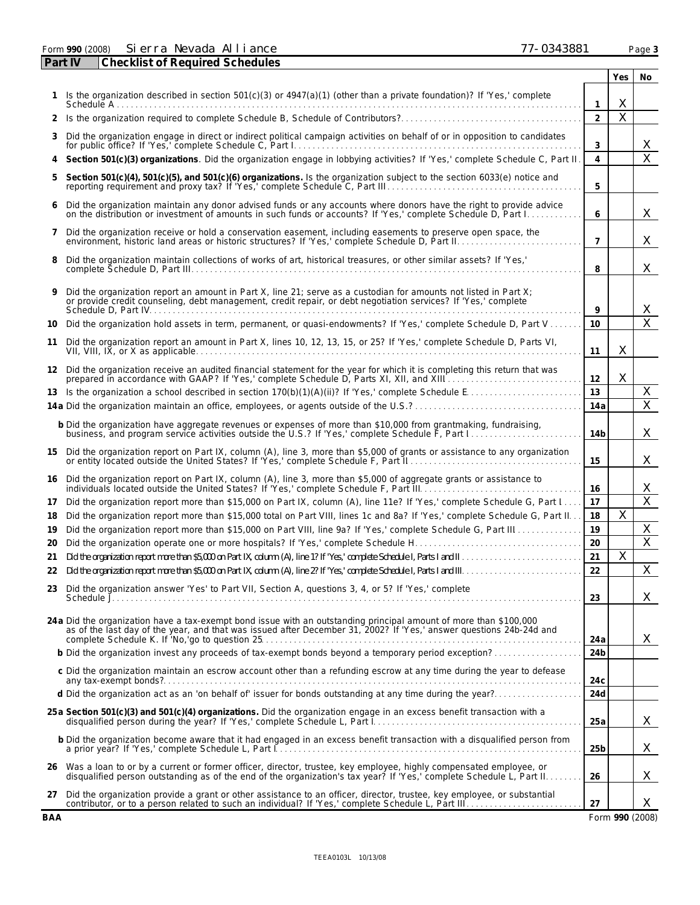Form **990** (2008) Sierra Nevada Alliance 77-0343881 Page **3**

## Part IV Checklist of Required Schedules

| | | | Yes | No |
|---|---|---|---|---|
| 1 | Is the organization described in section 501(c)(3) or 4947(a)(1) (other than a private foundation)? If 'Yes,' complete Schedule A | 1 | X | |
| 2 | Is the organization required to complete Schedule B, Schedule of Contributors? | 2 | X | |
| 3 | Did the organization engage in direct or indirect political campaign activities on behalf of or in opposition to candidates for public office? If 'Yes,' complete Schedule C, Part I | 3 | | X |
| 4 | **Section 501(c)(3) organizations**. Did the organization engage in lobbying activities? If 'Yes,' complete Schedule C, Part II | 4 | | X |
| 5 | **Section 501(c)(4), 501(c)(5), and 501(c)(6) organizations.** Is the organization subject to the section 6033(e) notice and reporting requirement and proxy tax? If 'Yes,' complete Schedule C, Part III | 5 | | |
| 6 | Did the organization maintain any donor advised funds or any accounts where donors have the right to provide advice on the distribution or investment of amounts in such funds or accounts? If 'Yes,' complete Schedule D, Part I | 6 | | X |
| 7 | Did the organization receive or hold a conservation easement, including easements to preserve open space, the environment, historic land areas or historic structures? If 'Yes,' complete Schedule D, Part II | 7 | | X |
| 8 | Did the organization maintain collections of works of art, historical treasures, or other similar assets? If 'Yes,' complete Schedule D, Part III | 8 | | X |
| 9 | Did the organization report an amount in Part X, line 21; serve as a custodian for amounts not listed in Part X; or provide credit counseling, debt management, credit repair, or debt negotiation services? If 'Yes,' complete Schedule D, Part IV | 9 | | X |
| 10 | Did the organization hold assets in term, permanent, or quasi-endowments? If 'Yes,' complete Schedule D, Part V | 10 | | X |
| 11 | Did the organization report an amount in Part X, lines 10, 12, 13, 15, or 25? If 'Yes,' complete Schedule D, Parts VI, VII, VIII, IX, or X as applicable | 11 | X | |
| 12 | Did the organization receive an audited financial statement for the year for which it is completing this return that was prepared in accordance with GAAP? If 'Yes,' complete Schedule D, Parts XI, XII, and XIII | 12 | X | |
| 13 | Is the organization a school described in section 170(b)(1)(A)(ii)? If 'Yes,' complete Schedule E | 13 | | X |
| 14a | Did the organization maintain an office, employees, or agents outside of the U.S.? | 14a | | X |
| b | Did the organization have aggregate revenues or expenses of more than $10,000 from grantmaking, fundraising, business, and program service activities outside the U.S.? If 'Yes,' complete Schedule F, Part I | 14b | | X |
| 15 | Did the organization report on Part IX, column (A), line 3, more than $5,000 of grants or assistance to any organization or entity located outside the United States? If 'Yes,' complete Schedule F, Part II | 15 | | X |
| 16 | Did the organization report on Part IX, column (A), line 3, more than $5,000 of aggregate grants or assistance to individuals located outside the United States? If 'Yes,' complete Schedule F, Part III | 16 | | X |
| 17 | Did the organization report more than $15,000 on Part IX, column (A), line 11e? If 'Yes,' complete Schedule G, Part I | 17 | | X |
| 18 | Did the organization report more than $15,000 total on Part VIII, lines 1c and 8a? If 'Yes,' complete Schedule G, Part II | 18 | X | |
| 19 | Did the organization report more than $15,000 on Part VIII, line 9a? If 'Yes,' complete Schedule G, Part III | 19 | | X |
| 20 | Did the organization operate one or more hospitals? If 'Yes,' complete Schedule H | 20 | | X |
| 21 | Did the organization report more than $5,000 on Part IX, column (A), line 1? If 'Yes,' complete Schedule I, Parts I and II | 21 | X | |
| 22 | Did the organization report more than $5,000 on Part IX, column (A), line 2? If 'Yes,' complete Schedule I, Parts I and III | 22 | | X |
| 23 | Did the organization answer 'Yes' to Part VII, Section A, questions 3, 4, or 5? If 'Yes,' complete Schedule J | 23 | | X |
| 24a | Did the organization have a tax-exempt bond issue with an outstanding principal amount of more than $100,000 as of the last day of the year, and that was issued after December 31, 2002? If 'Yes,' answer questions 24b-24d and complete Schedule K. If 'No,'go to question 25 | 24a | | X |
| b | Did the organization invest any proceeds of tax-exempt bonds beyond a temporary period exception? | 24b | | |
| c | Did the organization maintain an escrow account other than a refunding escrow at any time during the year to defease any tax-exempt bonds? | 24c | | |
| d | Did the organization act as an 'on behalf of' issuer for bonds outstanding at any time during the year? | 24d | | |
| 25a | **Section 501(c)(3) and 501(c)(4) organizations.** Did the organization engage in an excess benefit transaction with a disqualified person during the year? If 'Yes,' complete Schedule L, Part I | 25a | | X |
| b | Did the organization become aware that it had engaged in an excess benefit transaction with a disqualified person from a prior year? If 'Yes,' complete Schedule L, Part I | 25b | | X |
| 26 | Was a loan to or by a current or former officer, director, trustee, key employee, highly compensated employee, or disqualified person outstanding as of the end of the organization's tax year? If 'Yes,' complete Schedule L, Part II | 26 | | X |
| 27 | Did the organization provide a grant or other assistance to an officer, director, trustee, key employee, or substantial contributor, or to a person related to such an individual? If 'Yes,' complete Schedule L, Part III | 27 | | X |

BAA Form **990** (2008)

TEEA0103L 10/13/08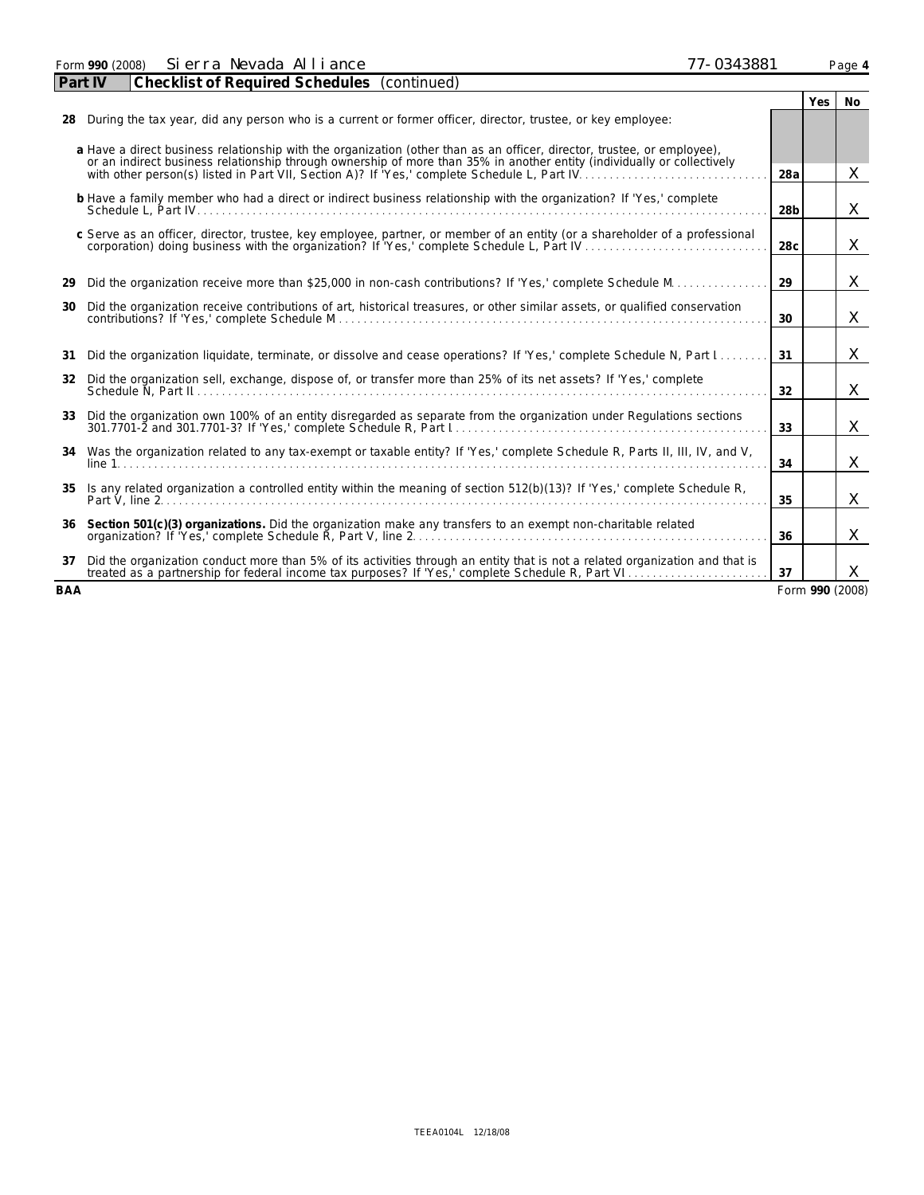Form **990** (2008) Sierra Nevada Alliance 77-0343881 Page **4**

**Part IV** **Checklist of Required Schedules** (continued)

| | | | Yes | No |
|---|---|---|---|---|
| 28 | During the tax year, did any person who is a current or former officer, director, trustee, or key employee: | | | |
| | **a** Have a direct business relationship with the organization (other than as an officer, director, trustee, or employee), or an indirect business relationship through ownership of more than 35% in another entity (individually or collectively with other person(s) listed in Part VII, Section A)? If 'Yes,' complete Schedule L, Part IV | 28a | | X |
| | **b** Have a family member who had a direct or indirect business relationship with the organization? If 'Yes,' complete Schedule L, Part IV | 28b | | X |
| | **c** Serve as an officer, director, trustee, key employee, partner, or member of an entity (or a shareholder of a professional corporation) doing business with the organization? If 'Yes,' complete Schedule L, Part IV | 28c | | X |
| 29 | Did the organization receive more than $25,000 in non-cash contributions? If 'Yes,' complete Schedule M | 29 | | X |
| 30 | Did the organization receive contributions of art, historical treasures, or other similar assets, or qualified conservation contributions? If 'Yes,' complete Schedule M | 30 | | X |
| 31 | Did the organization liquidate, terminate, or dissolve and cease operations? If 'Yes,' complete Schedule N, Part I | 31 | | X |
| 32 | Did the organization sell, exchange, dispose of, or transfer more than 25% of its net assets? If 'Yes,' complete Schedule N, Part II | 32 | | X |
| 33 | Did the organization own 100% of an entity disregarded as separate from the organization under Regulations sections 301.7701-2 and 301.7701-3? If 'Yes,' complete Schedule R, Part I | 33 | | X |
| 34 | Was the organization related to any tax-exempt or taxable entity? If 'Yes,' complete Schedule R, Parts II, III, IV, and V, line 1 | 34 | | X |
| 35 | Is any related organization a controlled entity within the meaning of section 512(b)(13)? If 'Yes,' complete Schedule R, Part V, line 2 | 35 | | X |
| 36 | **Section 501(c)(3) organizations.** Did the organization make any transfers to an exempt non-charitable related organization? If 'Yes,' complete Schedule R, Part V, line 2 | 36 | | X |
| 37 | Did the organization conduct more than 5% of its activities through an entity that is not a related organization and that is treated as a partnership for federal income tax purposes? If 'Yes,' complete Schedule R, Part VI | 37 | | X |

BAA Form **990** (2008)

TEEA0104L 12/18/08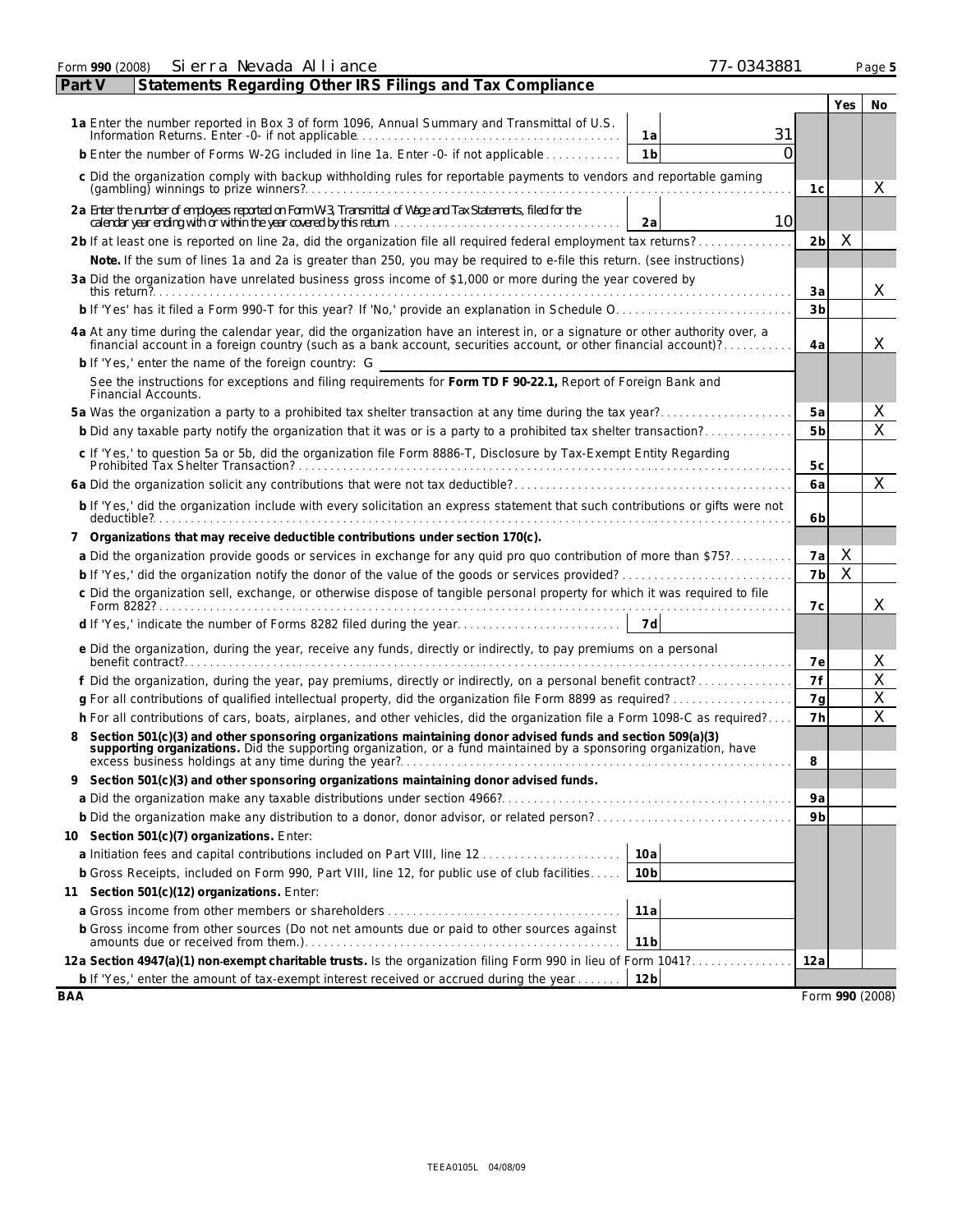Form **990** (2008) Sierra Nevada Alliance 77-0343881

## Part V Statements Regarding Other IRS Filings and Tax Compliance

| | | | | Yes | No |
|---|---|---|---|---|---|
| **1a** Enter the number reported in Box 3 of form 1096, Annual Summary and Transmittal of U.S. Information Returns. Enter -0- if not applicable | 1a | 31 | | | |
| **b** Enter the number of Forms W-2G included in line 1a. Enter -0- if not applicable | 1b | 0 | | | |
| **c** Did the organization comply with backup withholding rules for reportable payments to vendors and reportable gaming (gambling) winnings to prize winners? | | | 1c | | X |
| **2a** Enter the number of employees reported on Form W-3, Transmittal of Wage and Tax Statements, filed for the calendar year ending with or within the year covered by this return | 2a | 10 | | | |
| **2b** If at least one is reported on line 2a, did the organization file all required federal employment tax returns? | | | 2b | X | |
| **Note.** If the sum of lines 1a and 2a is greater than 250, you may be required to e-file this return. (see instructions) | | | | | |
| **3a** Did the organization have unrelated business gross income of $1,000 or more during the year covered by this return? | | | 3a | | X |
| **b** If 'Yes' has it filed a Form 990-T for this year? If 'No,' provide an explanation in Schedule O | | | 3b | | |
| **4a** At any time during the calendar year, did the organization have an interest in, or a signature or other authority over, a financial account in a foreign country (such as a bank account, securities account, or other financial account)? | | | 4a | | X |
| **b** If 'Yes,' enter the name of the foreign country: G | | | | | |
| See the instructions for exceptions and filing requirements for **Form TD F 90-22.1,** Report of Foreign Bank and Financial Accounts. | | | | | |
| **5a** Was the organization a party to a prohibited tax shelter transaction at any time during the tax year? | | | 5a | | X |
| **b** Did any taxable party notify the organization that it was or is a party to a prohibited tax shelter transaction? | | | 5b | | X |
| **c** If 'Yes,' to question 5a or 5b, did the organization file Form 8886-T, Disclosure by Tax-Exempt Entity Regarding Prohibited Tax Shelter Transaction? | | | 5c | | |
| **6a** Did the organization solicit any contributions that were not tax deductible? | | | 6a | | X |
| **b** If 'Yes,' did the organization include with every solicitation an express statement that such contributions or gifts were not deductible? | | | 6b | | |
| **7 Organizations that may receive deductible contributions under section 170(c).** | | | | | |
| **a** Did the organization provide goods or services in exchange for any quid pro quo contribution of more than $75? | | | 7a | X | |
| **b** If 'Yes,' did the organization notify the donor of the value of the goods or services provided? | | | 7b | X | |
| **c** Did the organization sell, exchange, or otherwise dispose of tangible personal property for which it was required to file Form 8282? | | | 7c | | X |
| **d** If 'Yes,' indicate the number of Forms 8282 filed during the year | 7d | | | | |
| **e** Did the organization, during the year, receive any funds, directly or indirectly, to pay premiums on a personal benefit contract? | | | 7e | | X |
| **f** Did the organization, during the year, pay premiums, directly or indirectly, on a personal benefit contract? | | | 7f | | X |
| **g** For all contributions of qualified intellectual property, did the organization file Form 8899 as required? | | | 7g | | X |
| **h** For all contributions of cars, boats, airplanes, and other vehicles, did the organization file a Form 1098-C as required? | | | 7h | | X |
| **8 Section 501(c)(3) and other sponsoring organizations maintaining donor advised funds and section 509(a)(3) supporting organizations.** Did the supporting organization, or a fund maintained by a sponsoring organization, have excess business holdings at any time during the year? | | | 8 | | |
| **9 Section 501(c)(3) and other sponsoring organizations maintaining donor advised funds.** | | | | | |
| **a** Did the organization make any taxable distributions under section 4966? | | | 9a | | |
| **b** Did the organization make any distribution to a donor, donor advisor, or related person? | | | 9b | | |
| **10 Section 501(c)(7) organizations.** Enter: | | | | | |
| **a** Initiation fees and capital contributions included on Part VIII, line 12 | 10a | | | | |
| **b** Gross Receipts, included on Form 990, Part VIII, line 12, for public use of club facilities | 10b | | | | |
| **11 Section 501(c)(12) organizations.** Enter: | | | | | |
| **a** Gross income from other members or shareholders | 11a | | | | |
| **b** Gross income from other sources (Do not net amounts due or paid to other sources against amounts due or received from them.) | 11b | | | | |
| **12a Section 4947(a)(1) non-exempt charitable trusts.** Is the organization filing Form 990 in lieu of Form 1041? | | | 12a | | |
| **b** If 'Yes,' enter the amount of tax-exempt interest received or accrued during the year | 12b | | | | |

BAA Form **990** (2008)

TEEA0105L 04/08/09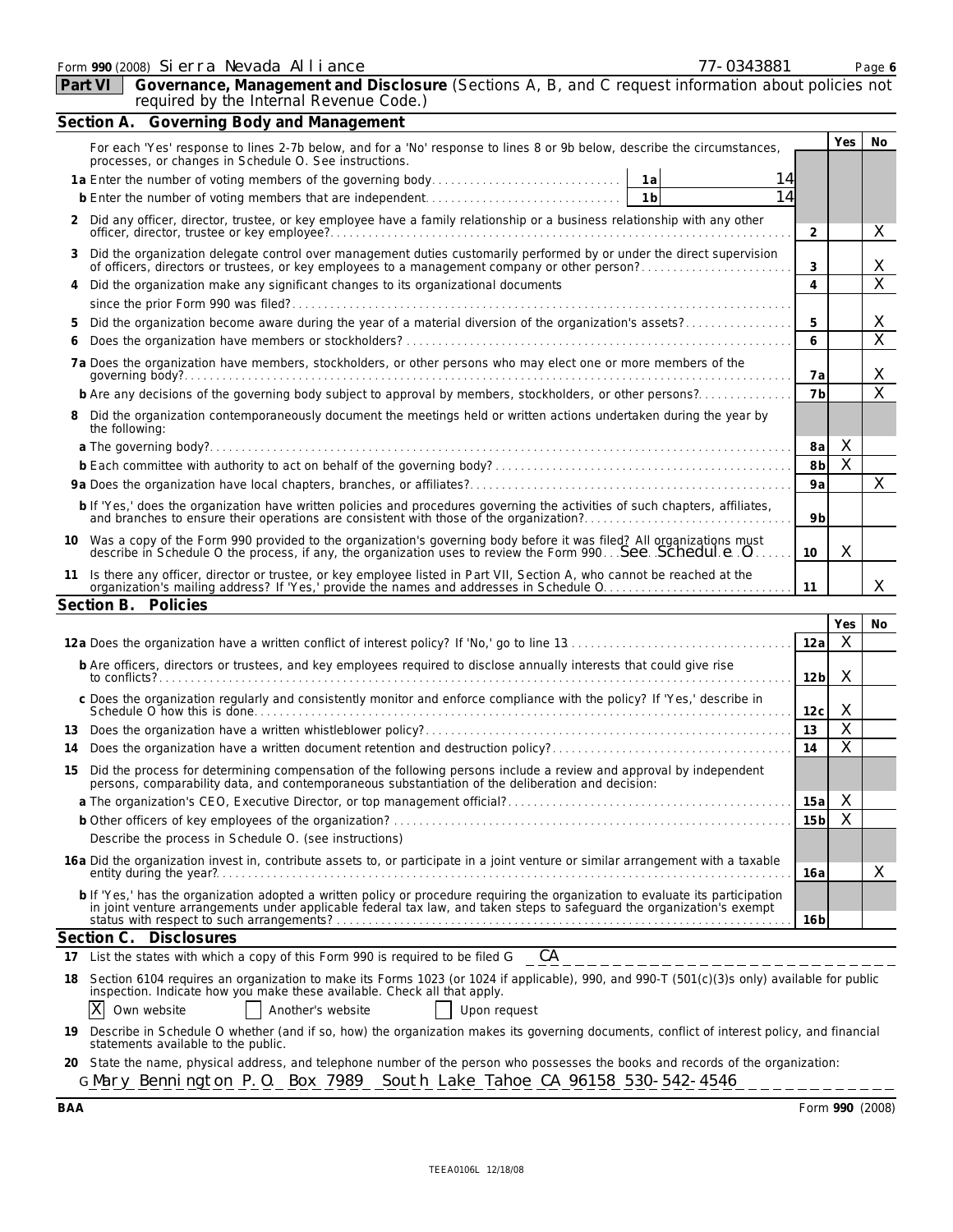Form **990** (2008) Sierra Nevada Alliance 77-0343881

**Part VI** **Governance, Management and Disclosure** (Sections A, B, and C request information about policies not required by the Internal Revenue Code.)

## Section A. Governing Body and Management

| | | Yes | No |
|---|---|---|---|
| For each 'Yes' response to lines 2-7b below, and for a 'No' response to lines 8 or 9b below, describe the circumstances, processes, or changes in Schedule O. See instructions. | | | |
| **1a** Enter the number of voting members of the governing body . . . **1a** 14 | | | |
| **b** Enter the number of voting members that are independent . . . **1b** 14 | | | |
| **2** Did any officer, director, trustee, or key employee have a family relationship or a business relationship with any other officer, director, trustee or key employee? | 2 | | X |
| **3** Did the organization delegate control over management duties customarily performed by or under the direct supervision of officers, directors or trustees, or key employees to a management company or other person? | 3 | | X |
| **4** Did the organization make any significant changes to its organizational documents since the prior Form 990 was filed? | 4 | | X |
| **5** Did the organization become aware during the year of a material diversion of the organization's assets? | 5 | | X |
| **6** Does the organization have members or stockholders? | 6 | | X |
| **7a** Does the organization have members, stockholders, or other persons who may elect one or more members of the governing body? | 7a | | X |
| **b** Are any decisions of the governing body subject to approval by members, stockholders, or other persons? | 7b | | X |
| **8** Did the organization contemporaneously document the meetings held or written actions undertaken during the year by the following: | | | |
| **a** The governing body? | 8a | X | |
| **b** Each committee with authority to act on behalf of the governing body? | 8b | X | |
| **9a** Does the organization have local chapters, branches, or affiliates? | 9a | | X |
| **b** If 'Yes,' does the organization have written policies and procedures governing the activities of such chapters, affiliates, and branches to ensure their operations are consistent with those of the organization? | 9b | | |
| **10** Was a copy of the Form 990 provided to the organization's governing body before it was filed? All organizations must describe in Schedule O the process, if any, the organization uses to review the Form 990 . . . See Schedule O | 10 | X | |
| **11** Is there any officer, director or trustee, or key employee listed in Part VII, Section A, who cannot be reached at the organization's mailing address? If 'Yes,' provide the names and addresses in Schedule O | 11 | | X |

## Section B. Policies

| | | Yes | No |
|---|---|---|---|
| **12a** Does the organization have a written conflict of interest policy? If 'No,' go to line 13 | 12a | X | |
| **b** Are officers, directors or trustees, and key employees required to disclose annually interests that could give rise to conflicts? | 12b | X | |
| **c** Does the organization regularly and consistently monitor and enforce compliance with the policy? If 'Yes,' describe in Schedule O how this is done | 12c | X | |
| **13** Does the organization have a written whistleblower policy? | 13 | X | |
| **14** Does the organization have a written document retention and destruction policy? | 14 | X | |
| **15** Did the process for determining compensation of the following persons include a review and approval by independent persons, comparability data, and contemporaneous substantiation of the deliberation and decision: | | | |
| **a** The organization's CEO, Executive Director, or top management official? | 15a | X | |
| **b** Other officers of key employees of the organization? | 15b | X | |
| Describe the process in Schedule O. (see instructions) | | | |
| **16a** Did the organization invest in, contribute assets to, or participate in a joint venture or similar arrangement with a taxable entity during the year? | 16a | | X |
| **b** If 'Yes,' has the organization adopted a written policy or procedure requiring the organization to evaluate its participation in joint venture arrangements under applicable federal tax law, and taken steps to safeguard the organization's exempt status with respect to such arrangements? | 16b | | |

## Section C. Disclosures

**17** List the states with which a copy of this Form 990 is required to be filed G CA

**18** Section 6104 requires an organization to make its Forms 1023 (or 1024 if applicable), 990, and 990-T (501(c)(3)s only) available for public inspection. Indicate how you make these available. Check all that apply.

[X] Own website [ ] Another's website [ ] Upon request

**19** Describe in Schedule O whether (and if so, how) the organization makes its governing documents, conflict of interest policy, and financial statements available to the public.

**20** State the name, physical address, and telephone number of the person who possesses the books and records of the organization:

G Mary Bennington P.O. Box 7989 South Lake Tahoe CA 96158 530-542-4546

BAA Form **990** (2008)

TEEA0106L 12/18/08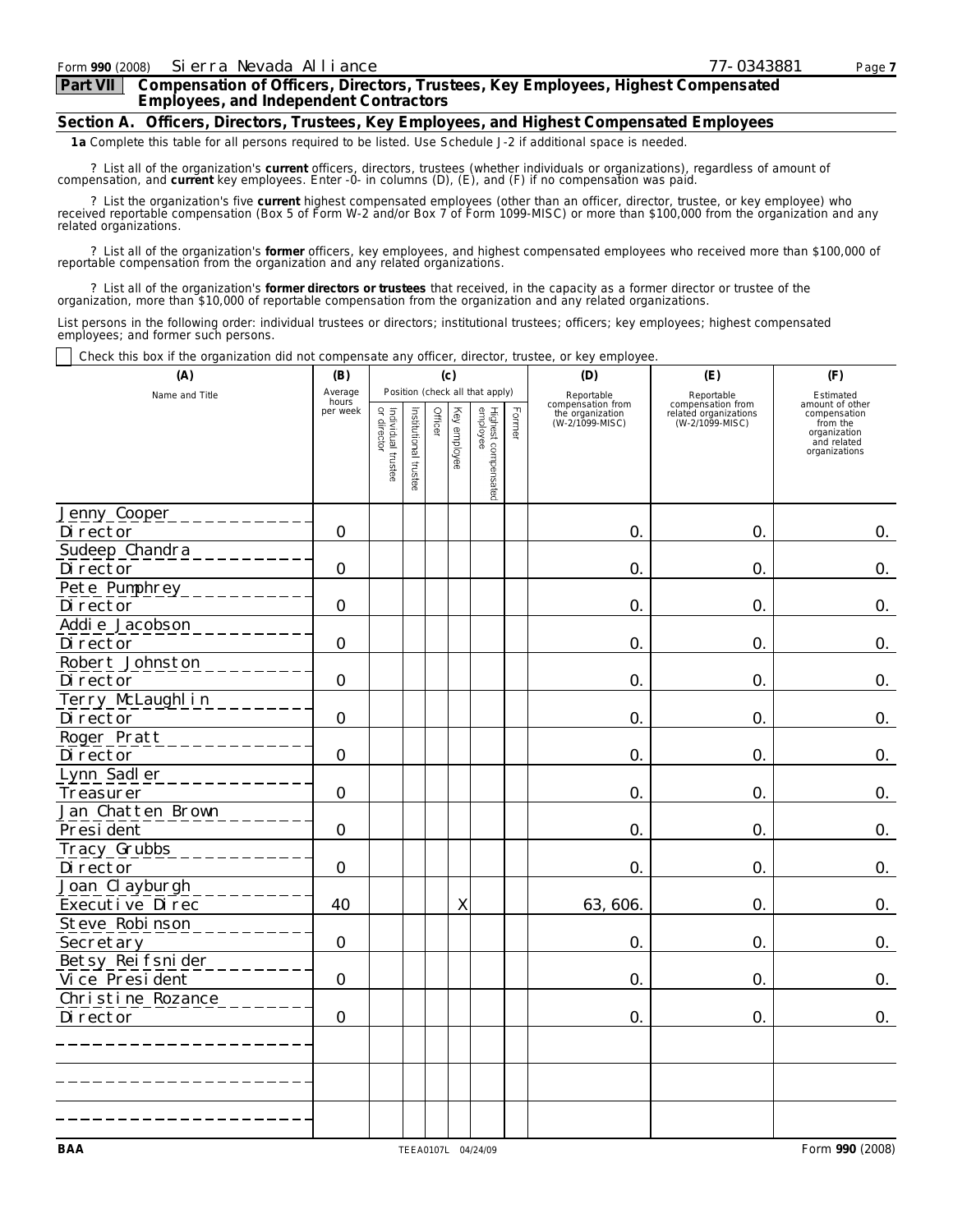Form **990** (2008) Sierra Nevada Alliance 77-0343881

## Part VII Compensation of Officers, Directors, Trustees, Key Employees, Highest Compensated Employees, and Independent Contractors

### Section A. Officers, Directors, Trustees, Key Employees, and Highest Compensated Employees

**1a** Complete this table for all persons required to be listed. Use Schedule J-2 if additional space is needed.

? List all of the organization's **current** officers, directors, trustees (whether individuals or organizations), regardless of amount of compensation, and **current** key employees. Enter -0- in columns (D), (E), and (F) if no compensation was paid.

? List the organization's five **current** highest compensated employees (other than an officer, director, trustee, or key employee) who received reportable compensation (Box 5 of Form W-2 and/or Box 7 of Form 1099-MISC) or more than $100,000 from the organization and any related organizations.

? List all of the organization's **former** officers, key employees, and highest compensated employees who received more than $100,000 of reportable compensation from the organization and any related organizations.

? List all of the organization's **former directors or trustees** that received, in the capacity as a former director or trustee of the organization, more than $10,000 of reportable compensation from the organization and any related organizations.

List persons in the following order: individual trustees or directors; institutional trustees; officers; key employees; highest compensated employees; and former such persons.

☐ Check this box if the organization did not compensate any officer, director, trustee, or key employee.

| (A) Name and Title | (B) Average hours per week | (C) Position (check all that apply): Individual trustee or director | Institutional trustee | Officer | Key employee | Highest compensated employee | Former | (D) Reportable compensation from the organization (W-2/1099-MISC) | (E) Reportable compensation from related organizations (W-2/1099-MISC) | (F) Estimated amount of other compensation from the organization and related organizations |
|---|---|---|---|---|---|---|---|---|---|---|
| Jenny Cooper<br>Director | 0 | | | | | | | 0. | 0. | 0. |
| Sudeep Chandra<br>Director | 0 | | | | | | | 0. | 0. | 0. |
| Pete Pumphrey<br>Director | 0 | | | | | | | 0. | 0. | 0. |
| Addie Jacobson<br>Director | 0 | | | | | | | 0. | 0. | 0. |
| Robert Johnston<br>Director | 0 | | | | | | | 0. | 0. | 0. |
| Terry McLaughlin<br>Director | 0 | | | | | | | 0. | 0. | 0. |
| Roger Pratt<br>Director | 0 | | | | | | | 0. | 0. | 0. |
| Lynn Sadler<br>Treasurer | 0 | | | | | | | 0. | 0. | 0. |
| Jan Chatten Brown<br>President | 0 | | | | | | | 0. | 0. | 0. |
| Tracy Grubbs<br>Director | 0 | | | | | | | 0. | 0. | 0. |
| Joan Clayburgh<br>Executive Direc | 40 | | | | X | | | 63,606. | 0. | 0. |
| Steve Robinson<br>Secretary | 0 | | | | | | | 0. | 0. | 0. |
| Betsy Reifsnider<br>Vice President | 0 | | | | | | | 0. | 0. | 0. |
| Christine Rozance<br>Director | 0 | | | | | | | 0. | 0. | 0. |
| | | | | | | | | | | |
| | | | | | | | | | | |
| | | | | | | | | | | |

BAA TEEA0107L 04/24/09 Form **990** (2008)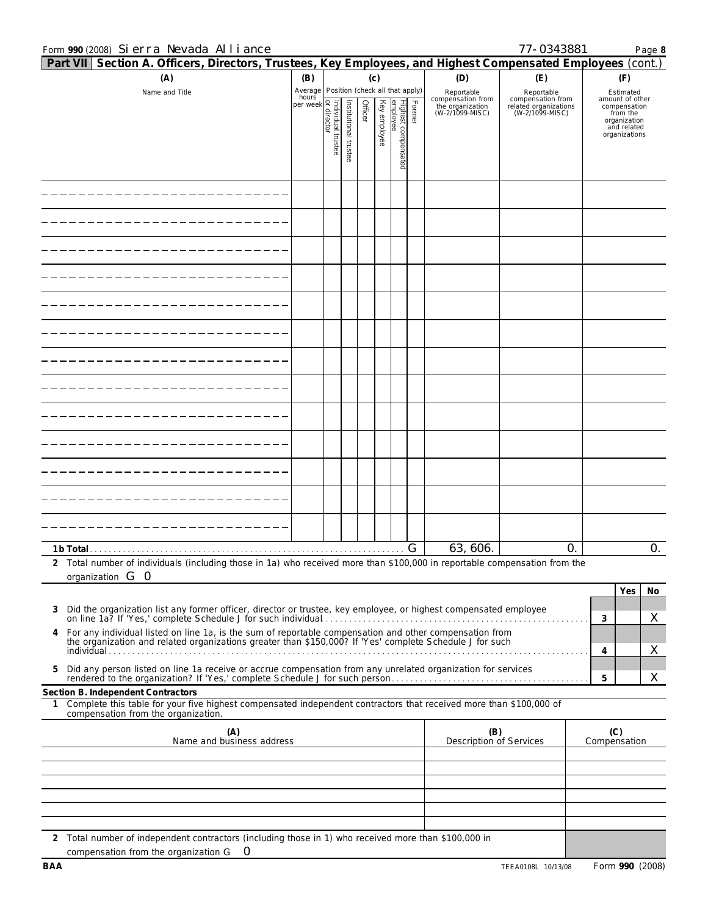Form **990** (2008) Sierra Nevada Alliance 77-0343881

**Part VII Section A. Officers, Directors, Trustees, Key Employees, and Highest Compensated Employees** (cont.)

| (A) Name and Title | (B) Average hours per week | (C) Position (check all that apply) Individual trustee or director | Institutional trustee | Officer | Key employee | Highest compensated employee | Former | (D) Reportable compensation from the organization (W-2/1099-MISC) | (E) Reportable compensation from related organizations (W-2/1099-MISC) | (F) Estimated amount of other compensation from the organization and related organizations |
|---|---|---|---|---|---|---|---|---|---|---|
| | | | | | | | | | | |
| | | | | | | | | | | |
| | | | | | | | | | | |
| | | | | | | | | | | |
| | | | | | | | | | | |
| | | | | | | | | | | |
| | | | | | | | | | | |
| | | | | | | | | | | |
| | | | | | | | | | | |
| | | | | | | | | | | |
| | | | | | | | | | | |
| | | | | | | | | | | |
| | | | | | | | | | | |
| **1b Total** | | | | | | | | 63,606. | 0. | 0. |

**2** Total number of individuals (including those in 1a) who received more than $100,000 in reportable compensation from the organization 0

| | | Yes | No |
|---|---|---|---|
| **3** Did the organization list any former officer, director or trustee, key employee, or highest compensated employee on line 1a? If 'Yes,' complete Schedule J for such individual | 3 | | X |
| **4** For any individual listed on line 1a, is the sum of reportable compensation and other compensation from the organization and related organizations greater than $150,000? If 'Yes' complete Schedule J for such individual | 4 | | X |
| **5** Did any person listed on line 1a receive or accrue compensation from any unrelated organization for services rendered to the organization? If 'Yes,' complete Schedule J for such person | 5 | | X |

**Section B. Independent Contractors**

**1** Complete this table for your five highest compensated independent contractors that received more than $100,000 of compensation from the organization.

| (A) Name and business address | (B) Description of Services | (C) Compensation |
|---|---|---|
| | | |
| | | |
| | | |
| | | |
| | | |

**2** Total number of independent contractors (including those in 1) who received more than $100,000 in compensation from the organization 0

BAA TEEA0108L 10/13/08 Form **990** (2008)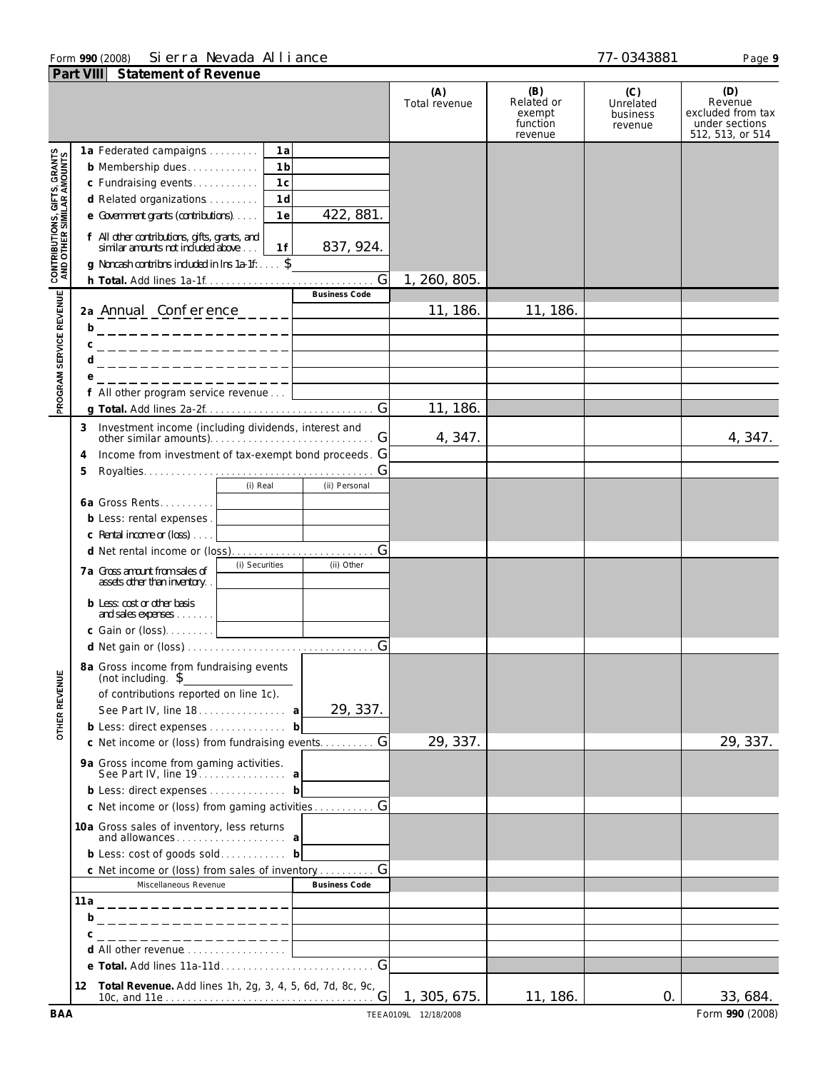Form **990** (2008) Sierra Nevada Alliance 77-0343881

## Part VIII Statement of Revenue

| | | | (A) Total revenue | (B) Related or exempt function revenue | (C) Unrelated business revenue | (D) Revenue excluded from tax under sections 512, 513, or 514 |
|---|---|---|---|---|---|---|
| **CONTRIBUTIONS, GIFTS, GRANTS AND OTHER SIMILAR AMOUNTS** | 1a Federated campaigns . . . 1a | | | | | |
| | b Membership dues . . . 1b | | | | | |
| | c Fundraising events . . . 1c | | | | | |
| | d Related organizations . . . 1d | | | | | |
| | e Government grants (contributions) . . . 1e | 422,881. | | | | |
| | f All other contributions, gifts, grants, and similar amounts not included above . . . 1f | 837,924. | | | | |
| | g Noncash contribns included in lns 1a-1f: . . . $ | | | | | |
| | h **Total.** Add lines 1a-1f . . . | | 1,260,805. | | | |
| **PROGRAM SERVICE REVENUE** | | Business Code | | | | |
| | 2a Annual Conference | | 11,186. | 11,186. | | |
| | b | | | | | |
| | c | | | | | |
| | d | | | | | |
| | e | | | | | |
| | f All other program service revenue . . . | | | | | |
| | g **Total.** Add lines 2a-2f . . . | | 11,186. | | | |
| **OTHER REVENUE** | 3 Investment income (including dividends, interest and other similar amounts) . . . | | 4,347. | | | 4,347. |
| | 4 Income from investment of tax-exempt bond proceeds . . . | | | | | |
| | 5 Royalties . . . | | | | | |
| | | (i) Real / (ii) Personal | | | | |
| | 6a Gross Rents . . . | | | | | |
| | b Less: rental expenses . . . | | | | | |
| | c Rental income or (loss) . . . | | | | | |
| | d Net rental income or (loss) . . . | | | | | |
| | | (i) Securities / (ii) Other | | | | |
| | 7a Gross amount from sales of assets other than inventory . . . | | | | | |
| | b Less: cost or other basis and sales expenses . . . | | | | | |
| | c Gain or (loss) . . . | | | | | |
| | d Net gain or (loss) . . . | | | | | |
| | 8a Gross income from fundraising events (not including $ of contributions reported on line 1c). See Part IV, line 18 . . . a | 29,337. | | | | |
| | b Less: direct expenses . . . b | | | | | |
| | c Net income or (loss) from fundraising events . . . | | 29,337. | | | 29,337. |
| | 9a Gross income from gaming activities. See Part IV, line 19 . . . a | | | | | |
| | b Less: direct expenses . . . b | | | | | |
| | c Net income or (loss) from gaming activities . . . | | | | | |
| | 10a Gross sales of inventory, less returns and allowances . . . a | | | | | |
| | b Less: cost of goods sold . . . b | | | | | |
| | c Net income or (loss) from sales of inventory . . . | | | | | |
| | Miscellaneous Revenue | Business Code | | | | |
| | 11a | | | | | |
| | b | | | | | |
| | c | | | | | |
| | d All other revenue . . . | | | | | |
| | e **Total.** Add lines 11a-11d . . . | | | | | |
| | 12 **Total Revenue.** Add lines 1h, 2g, 3, 4, 5, 6d, 7d, 8c, 9c, 10c, and 11e . . . | | 1,305,675. | 11,186. | 0. | 33,684. |

BAA TEEA0109L 12/18/2008 Form **990** (2008)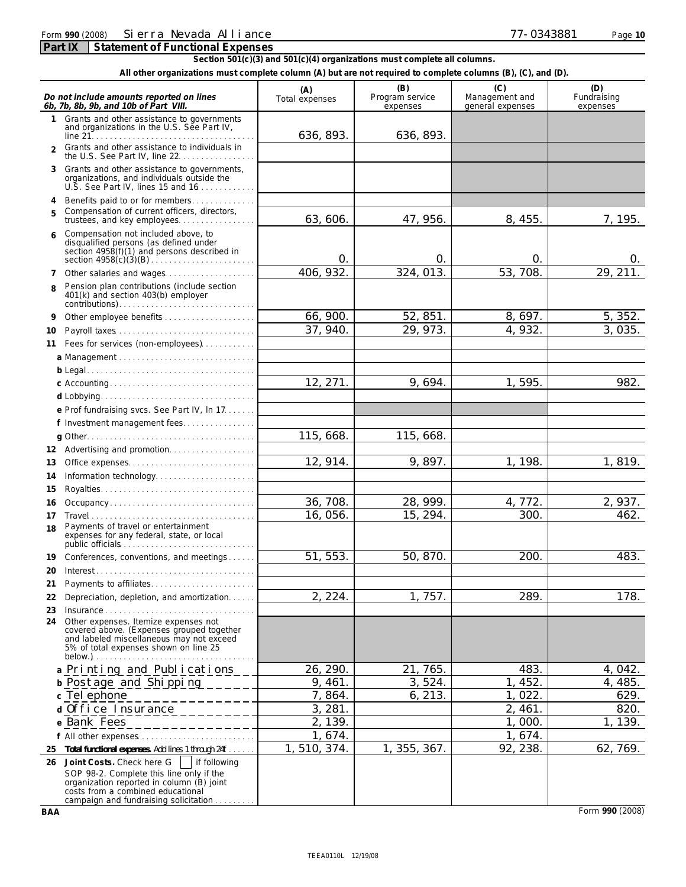Form **990** (2008) Sierra Nevada Alliance 77-0343881

## Part IX Statement of Functional Expenses

**Section 501(c)(3) and 501(c)(4) organizations must complete all columns.**

**All other organizations must complete column (A) but are not required to complete columns (B), (C), and (D).**

| *Do not include amounts reported on lines 6b, 7b, 8b, 9b, and 10b of Part VIII.* | (A) Total expenses | (B) Program service expenses | (C) Management and general expenses | (D) Fundraising expenses |
|---|---|---|---|---|
| 1 Grants and other assistance to governments and organizations in the U.S. See Part IV, line 21 | 636,893. | 636,893. | | |
| 2 Grants and other assistance to individuals in the U.S. See Part IV, line 22 | | | | |
| 3 Grants and other assistance to governments, organizations, and individuals outside the U.S. See Part IV, lines 15 and 16 | | | | |
| 4 Benefits paid to or for members | | | | |
| 5 Compensation of current officers, directors, trustees, and key employees | 63,606. | 47,956. | 8,455. | 7,195. |
| 6 Compensation not included above, to disqualified persons (as defined under section 4958(f)(1) and persons described in section 4958(c)(3)(B) | 0. | 0. | 0. | 0. |
| 7 Other salaries and wages | 406,932. | 324,013. | 53,708. | 29,211. |
| 8 Pension plan contributions (include section 401(k) and section 403(b) employer contributions) | | | | |
| 9 Other employee benefits | 66,900. | 52,851. | 8,697. | 5,352. |
| 10 Payroll taxes | 37,940. | 29,973. | 4,932. | 3,035. |
| 11 Fees for services (non-employees) | | | | |
| a Management | | | | |
| b Legal | | | | |
| c Accounting | 12,271. | 9,694. | 1,595. | 982. |
| d Lobbying | | | | |
| e Prof fundraising svcs. See Part IV, ln 17 | | | | |
| f Investment management fees | | | | |
| g Other | 115,668. | 115,668. | | |
| 12 Advertising and promotion | | | | |
| 13 Office expenses | 12,914. | 9,897. | 1,198. | 1,819. |
| 14 Information technology | | | | |
| 15 Royalties | | | | |
| 16 Occupancy | 36,708. | 28,999. | 4,772. | 2,937. |
| 17 Travel | 16,056. | 15,294. | 300. | 462. |
| 18 Payments of travel or entertainment expenses for any federal, state, or local public officials | | | | |
| 19 Conferences, conventions, and meetings | 51,553. | 50,870. | 200. | 483. |
| 20 Interest | | | | |
| 21 Payments to affiliates | | | | |
| 22 Depreciation, depletion, and amortization | 2,224. | 1,757. | 289. | 178. |
| 23 Insurance | | | | |
| 24 Other expenses. Itemize expenses not covered above. (Expenses grouped together and labeled miscellaneous may not exceed 5% of total expenses shown on line 25 below.) | | | | |
| a Printing and Publications | 26,290. | 21,765. | 483. | 4,042. |
| b Postage and Shipping | 9,461. | 3,524. | 1,452. | 4,485. |
| c Telephone | 7,864. | 6,213. | 1,022. | 629. |
| d Office Insurance | 3,281. | | 2,461. | 820. |
| e Bank Fees | 2,139. | | 1,000. | 1,139. |
| f All other expenses | 1,674. | | 1,674. | |
| 25 **Total functional expenses.** Add lines 1 through 24f | 1,510,374. | 1,355,367. | 92,238. | 62,769. |
| 26 **Joint Costs.** Check here ☐ if following SOP 98-2. Complete this line only if the organization reported in column (B) joint costs from a combined educational campaign and fundraising solicitation | | | | |

BAA Form **990** (2008)

TEEA0110L 12/19/08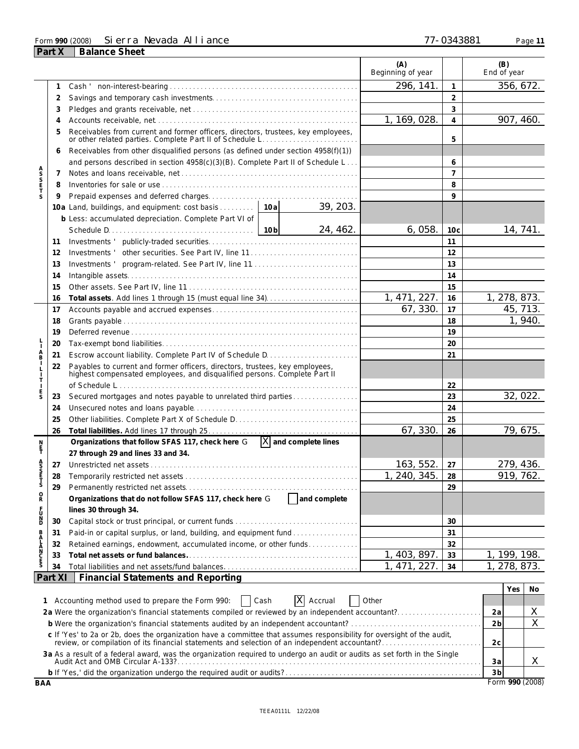Form **990** (2008) Sierra Nevada Alliance 77-0343881

## Part X Balance Sheet

| | | | (A) Beginning of year | | (B) End of year |
|---|---|---|---|---|---|
| **ASSETS** | 1 | Cash ' non-interest-bearing | 296,141. | 1 | 356,672. |
| | 2 | Savings and temporary cash investments | | 2 | |
| | 3 | Pledges and grants receivable, net | | 3 | |
| | 4 | Accounts receivable, net | 1,169,028. | 4 | 907,460. |
| | 5 | Receivables from current and former officers, directors, trustees, key employees, or other related parties. Complete Part II of Schedule L | | 5 | |
| | 6 | Receivables from other disqualified persons (as defined under section 4958(f)(1)) and persons described in section 4958(c)(3)(B). Complete Part II of Schedule L | | 6 | |
| | 7 | Notes and loans receivable, net | | 7 | |
| | 8 | Inventories for sale or use | | 8 | |
| | 9 | Prepaid expenses and deferred charges | | 9 | |
| | 10a | Land, buildings, and equipment: cost basis — 10a: 39,203. | | | |
| | b | Less: accumulated depreciation. Complete Part VI of Schedule D — 10b: 24,462. | 6,058. | 10c | 14,741. |
| | 11 | Investments ' publicly-traded securities | | 11 | |
| | 12 | Investments ' other securities. See Part IV, line 11 | | 12 | |
| | 13 | Investments ' program-related. See Part IV, line 11 | | 13 | |
| | 14 | Intangible assets | | 14 | |
| | 15 | Other assets. See Part IV, line 11 | | 15 | |
| | 16 | **Total assets**. Add lines 1 through 15 (must equal line 34) | 1,471,227. | 16 | 1,278,873. |
| **LIABILITIES** | 17 | Accounts payable and accrued expenses | 67,330. | 17 | 45,713. |
| | 18 | Grants payable | | 18 | 1,940. |
| | 19 | Deferred revenue | | 19 | |
| | 20 | Tax-exempt bond liabilities | | 20 | |
| | 21 | Escrow account liability. Complete Part IV of Schedule D | | 21 | |
| | 22 | Payables to current and former officers, directors, trustees, key employees, highest compensated employees, and disqualified persons. Complete Part II of Schedule L | | 22 | |
| | 23 | Secured mortgages and notes payable to unrelated third parties | | 23 | 32,022. |
| | 24 | Unsecured notes and loans payable | | 24 | |
| | 25 | Other liabilities. Complete Part X of Schedule D | | 25 | |
| | 26 | **Total liabilities.** Add lines 17 through 25 | 67,330. | 26 | 79,675. |
| **NET ASSETS OR FUND BALANCES** | | **Organizations that follow SFAS 117, check here** G [X] **and complete lines 27 through 29 and lines 33 and 34.** | | | |
| | 27 | Unrestricted net assets | 163,552. | 27 | 279,436. |
| | 28 | Temporarily restricted net assets | 1,240,345. | 28 | 919,762. |
| | 29 | Permanently restricted net assets | | 29 | |
| | | **Organizations that do not follow SFAS 117, check here** G [ ] **and complete lines 30 through 34.** | | | |
| | 30 | Capital stock or trust principal, or current funds | | 30 | |
| | 31 | Paid-in or capital surplus, or land, building, and equipment fund | | 31 | |
| | 32 | Retained earnings, endowment, accumulated income, or other funds | | 32 | |
| | 33 | **Total net assets or fund balances.** | 1,403,897. | 33 | 1,199,198. |
| | 34 | Total liabilities and net assets/fund balances | 1,471,227. | 34 | 1,278,873. |

## Part XI Financial Statements and Reporting

| | | Yes | No |
|---|---|---|---|
| **1** Accounting method used to prepare the Form 990: [ ] Cash [X] Accrual [ ] Other | | | |
| **2a** Were the organization's financial statements compiled or reviewed by an independent accountant? | 2a | | X |
| **b** Were the organization's financial statements audited by an independent accountant? | 2b | | X |
| **c** If 'Yes' to 2a or 2b, does the organization have a committee that assumes responsibility for oversight of the audit, review, or compilation of its financial statements and selection of an independent accountant? | 2c | | |
| **3a** As a result of a federal award, was the organization required to undergo an audit or audits as set forth in the Single Audit Act and OMB Circular A-133? | 3a | | X |
| **b** If 'Yes,' did the organization undergo the required audit or audits? | 3b | | |

BAA Form **990** (2008)

TEEA0111L 12/22/08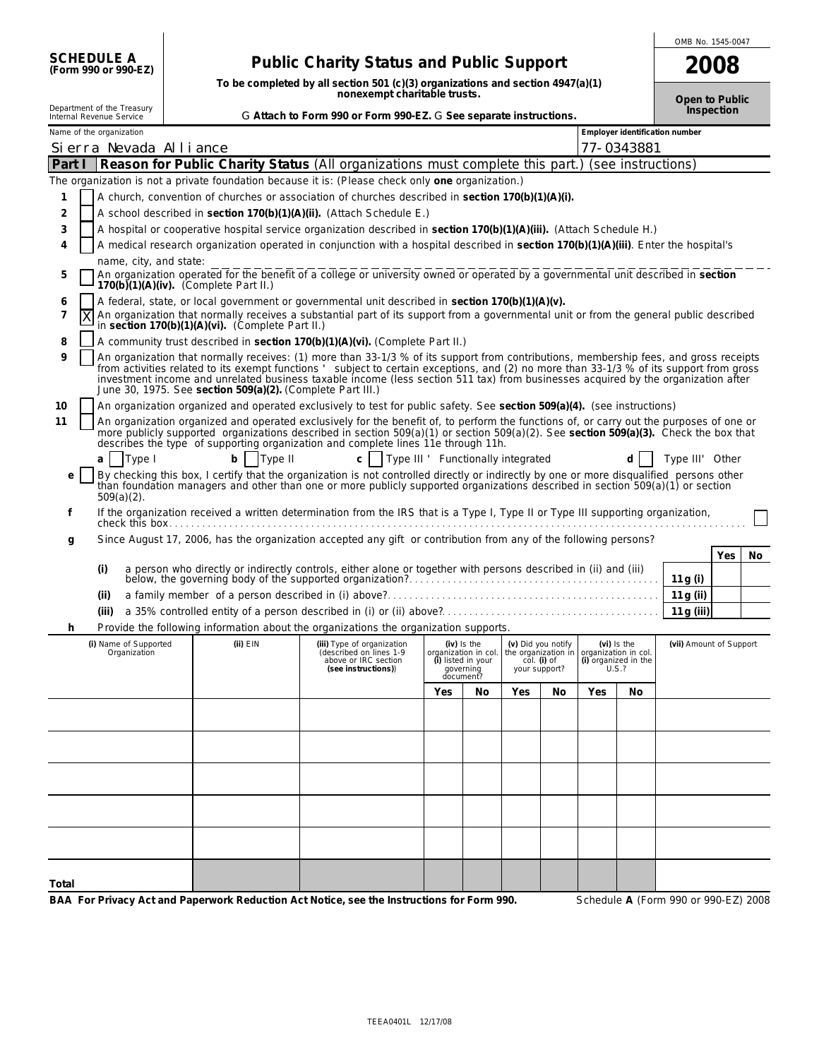OMB No. 1545-0047

**SCHEDULE A** **(Form 990 or 990-EZ)**

Department of the Treasury Internal Revenue Service

# Public Charity Status and Public Support

**To be completed by all section 501 (c)(3) organizations and section 4947(a)(1) nonexempt charitable trusts.**

G **Attach to Form 990 or Form 990-EZ.** G **See separate instructions.**

**2008**

**Open to Public Inspection**

Name of the organization: Sierra Nevada Alliance

Employer identification number: 77-0343881

**Part I** **Reason for Public Charity Status** (All organizations must complete this part.) (see instructions)

The organization is not a private foundation because it is: (Please check only **one** organization.)

1 [ ] A church, convention of churches or association of churches described in **section 170(b)(1)(A)(i).**

2 [ ] A school described in **section 170(b)(1)(A)(ii).** (Attach Schedule E.)

3 [ ] A hospital or cooperative hospital service organization described in **section 170(b)(1)(A)(iii).** (Attach Schedule H.)

4 [ ] A medical research organization operated in conjunction with a hospital described in **section 170(b)(1)(A)(iii)**. Enter the hospital's name, city, and state:

5 [ ] An organization operated for the benefit of a college or university owned or operated by a governmental unit described in **section 170(b)(1)(A)(iv).** (Complete Part II.)

6 [ ] A federal, state, or local government or governmental unit described in **section 170(b)(1)(A)(v).**

7 [X] An organization that normally receives a substantial part of its support from a governmental unit or from the general public described in **section 170(b)(1)(A)(vi).** (Complete Part II.)

8 [ ] A community trust described in **section 170(b)(1)(A)(vi).** (Complete Part II.)

9 [ ] An organization that normally receives: (1) more than 33-1/3 % of its support from contributions, membership fees, and gross receipts from activities related to its exempt functions ' subject to certain exceptions, and (2) no more than 33-1/3 % of its support from gross investment income and unrelated business taxable income (less section 511 tax) from businesses acquired by the organization after June 30, 1975. See **section 509(a)(2).** (Complete Part III.)

10 [ ] An organization organized and operated exclusively to test for public safety. See **section 509(a)(4).** (see instructions)

11 [ ] An organization organized and operated exclusively for the benefit of, to perform the functions of, or carry out the purposes of one or more publicly supported organizations described in section 509(a)(1) or section 509(a)(2). See **section 509(a)(3).** Check the box that describes the type of supporting organization and complete lines 11e through 11h.

**a** [ ] Type I **b** [ ] Type II **c** [ ] Type III ' Functionally integrated **d** [ ] Type III' Other

**e** [ ] By checking this box, I certify that the organization is not controlled directly or indirectly by one or more disqualified persons other than foundation managers and other than one or more publicly supported organizations described in section 509(a)(1) or section 509(a)(2).

**f** If the organization received a written determination from the IRS that is a Type I, Type II or Type III supporting organization, check this box [ ]

**g** Since August 17, 2006, has the organization accepted any gift or contribution from any of the following persons?

| | | | Yes | No |
|---|---|---|---|---|
| (i) | a person who directly or indirectly controls, either alone or together with persons described in (ii) and (iii) below, the governing body of the supported organization? | 11g (i) | | |
| (ii) | a family member of a person described in (i) above? | 11g (ii) | | |
| (iii) | a 35% controlled entity of a person described in (i) or (ii) above? | 11g (iii) | | |

**h** Provide the following information about the organizations the organization supports.

| (i) Name of Supported Organization | (ii) EIN | (iii) Type of organization (described on lines 1-9 above or IRC section (see instructions)) | (iv) Is the organization in col. (i) listed in your governing document? | | (v) Did you notify the organization in col. (i) of your support? | | (vi) Is the organization in col. (i) organized in the U.S.? | | (vii) Amount of Support |
|---|---|---|---|---|---|---|---|---|---|
| | | | Yes | No | Yes | No | Yes | No | |
| | | | | | | | | | |
| | | | | | | | | | |
| | | | | | | | | | |
| | | | | | | | | | |
| | | | | | | | | | |
| Total | | | | | | | | | |

**BAA For Privacy Act and Paperwork Reduction Act Notice, see the Instructions for Form 990.** Schedule **A** (Form 990 or 990-EZ) 2008

TEEA0401L 12/17/08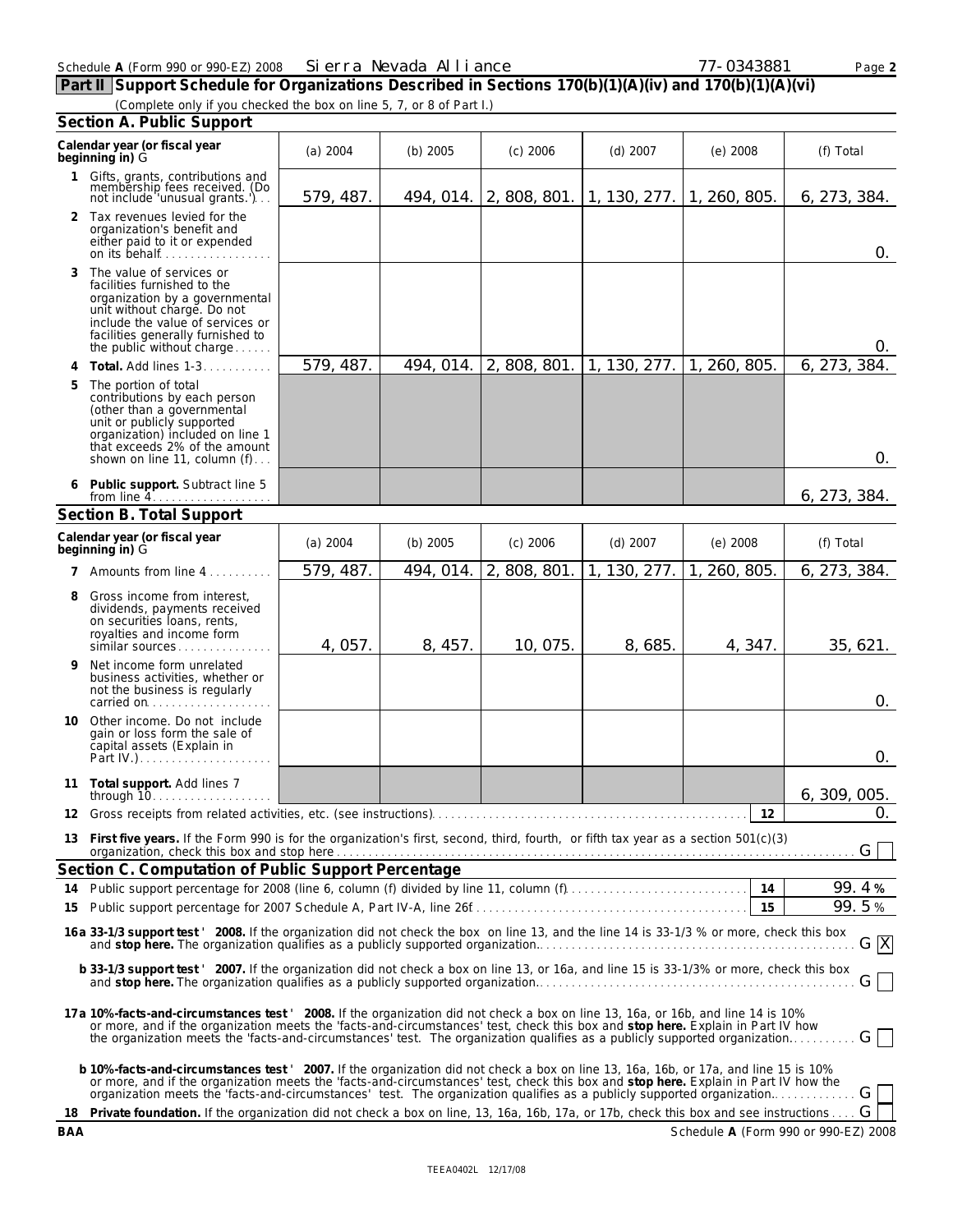Schedule **A** (Form 990 or 990-EZ) 2008 Sierra Nevada Alliance 77-0343881 Page **2**

## Part II Support Schedule for Organizations Described in Sections 170(b)(1)(A)(iv) and 170(b)(1)(A)(vi)

(Complete only if you checked the box on line 5, 7, or 8 of Part I.)

### Section A. Public Support

| Calendar year (or fiscal year beginning in) G | (a) 2004 | (b) 2005 | (c) 2006 | (d) 2007 | (e) 2008 | (f) Total |
|---|---|---|---|---|---|---|
| **1** Gifts, grants, contributions and membership fees received. (Do not include 'unusual grants.') | 579, 487. | 494, 014. | 2, 808, 801. | 1, 130, 277. | 1, 260, 805. | 6, 273, 384. |
| **2** Tax revenues levied for the organization's benefit and either paid to it or expended on its behalf | | | | | | 0. |
| **3** The value of services or facilities furnished to the organization by a governmental unit without charge. Do not include the value of services or facilities generally furnished to the public without charge | | | | | | 0. |
| **4 Total.** Add lines 1-3 | 579, 487. | 494, 014. | 2, 808, 801. | 1, 130, 277. | 1, 260, 805. | 6, 273, 384. |
| **5** The portion of total contributions by each person (other than a governmental unit or publicly supported organization) included on line 1 that exceeds 2% of the amount shown on line 11, column (f) | | | | | | 0. |
| **6 Public support.** Subtract line 5 from line 4 | | | | | | 6, 273, 384. |

### Section B. Total Support

| Calendar year (or fiscal year beginning in) G | (a) 2004 | (b) 2005 | (c) 2006 | (d) 2007 | (e) 2008 | (f) Total |
|---|---|---|---|---|---|---|
| **7** Amounts from line 4 | 579, 487. | 494, 014. | 2, 808, 801. | 1, 130, 277. | 1, 260, 805. | 6, 273, 384. |
| **8** Gross income from interest, dividends, payments received on securities loans, rents, royalties and income form similar sources | 4, 057. | 8, 457. | 10, 075. | 8, 685. | 4, 347. | 35, 621. |
| **9** Net income form unrelated business activities, whether or not the business is regularly carried on | | | | | | 0. |
| **10** Other income. Do not include gain or loss form the sale of capital assets (Explain in Part IV.) | | | | | | 0. |
| **11 Total support.** Add lines 7 through 10 | | | | | | 6, 309, 005. |

**12** Gross receipts from related activities, etc. (see instructions) **12** 0.

**13 First five years.** If the Form 990 is for the organization's first, second, third, fourth, or fifth tax year as a section 501(c)(3) organization, check this box and stop here G ☐

### Section C. Computation of Public Support Percentage

**14** Public support percentage for 2008 (line 6, column (f) divided by line 11, column (f) **14** 99.4 %

**15** Public support percentage for 2007 Schedule A, Part IV-A, line 26f **15** 99.5 %

**16a 33-1/3 support test ' 2008.** If the organization did not check the box on line 13, and the line 14 is 33-1/3 % or more, check this box and **stop here.** The organization qualifies as a publicly supported organization G ☒

**b 33-1/3 support test ' 2007.** If the organization did not check a box on line 13, or 16a, and line 15 is 33-1/3% or more, check this box and **stop here.** The organization qualifies as a publicly supported organization G ☐

**17a 10%-facts-and-circumstances test ' 2008.** If the organization did not check a box on line 13, 16a, or 16b, and line 14 is 10% or more, and if the organization meets the 'facts-and-circumstances' test, check this box and **stop here.** Explain in Part IV how the organization meets the 'facts-and-circumstances' test. The organization qualifies as a publicly supported organization G ☐

**b 10%-facts-and-circumstances test ' 2007.** If the organization did not check a box on line 13, 16a, 16b, or 17a, and line 15 is 10% or more, and if the organization meets the 'facts-and-circumstances' test, check this box and **stop here.** Explain in Part IV how the organization meets the 'facts-and-circumstances' test. The organization qualifies as a publicly supported organization G ☐

**18 Private foundation.** If the organization did not check a box on line, 13, 16a, 16b, 17a, or 17b, check this box and see instructions G ☐

**BAA** Schedule **A** (Form 990 or 990-EZ) 2008

TEEA0402L 12/17/08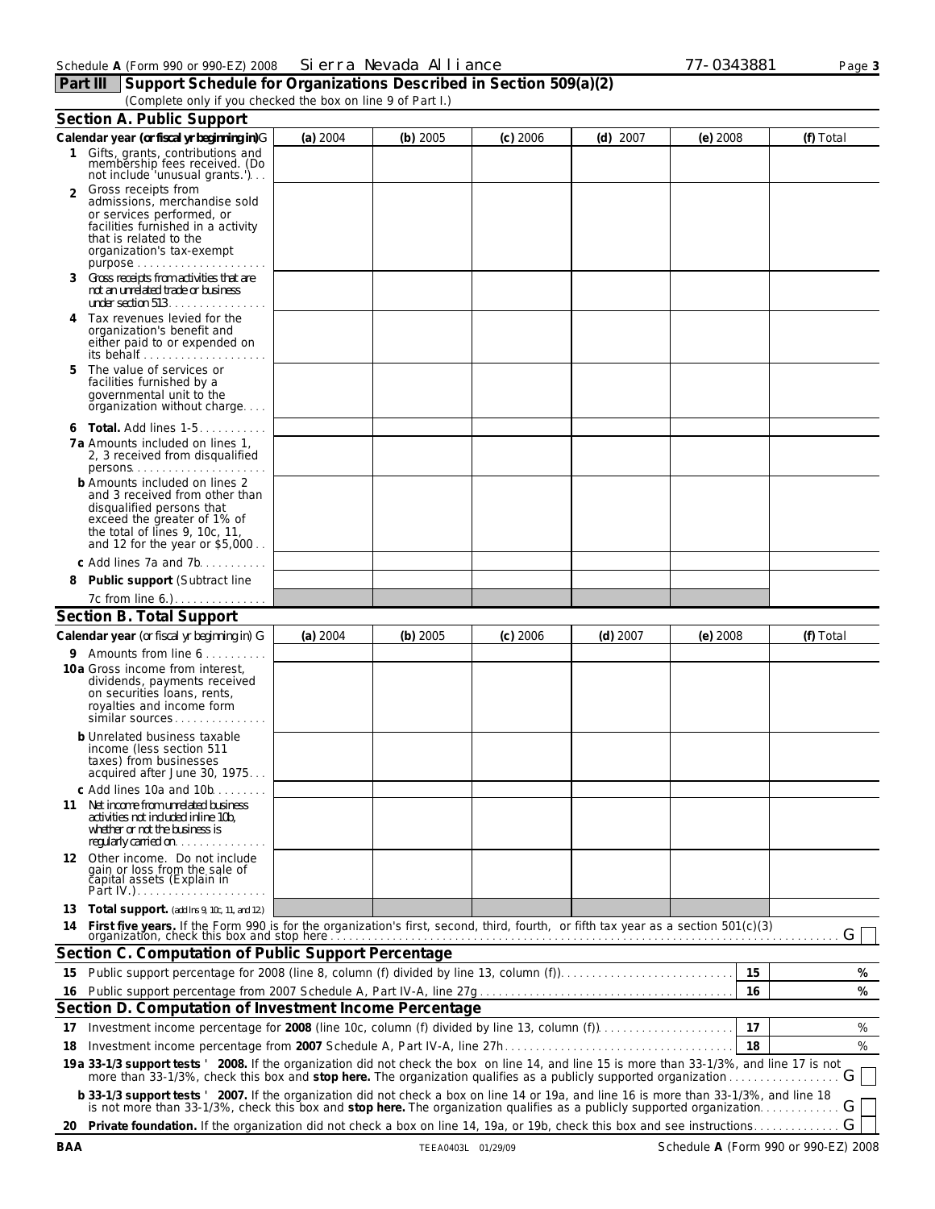Schedule **A** (Form 990 or 990-EZ) 2008 Sierra Nevada Alliance 77-0343881

## Part III Support Schedule for Organizations Described in Section 509(a)(2)

(Complete only if you checked the box on line 9 of Part I.)

### Section A. Public Support

| Calendar year (or fiscal yr beginning in) | (a) 2004 | (b) 2005 | (c) 2006 | (d) 2007 | (e) 2008 | (f) Total |
|---|---|---|---|---|---|---|
| 1 Gifts, grants, contributions and membership fees received. (Do not include 'unusual grants.') | | | | | | |
| 2 Gross receipts from admissions, merchandise sold or services performed, or facilities furnished in a activity that is related to the organization's tax-exempt purpose | | | | | | |
| 3 Gross receipts from activities that are not an unrelated trade or business under section 513 | | | | | | |
| 4 Tax revenues levied for the organization's benefit and either paid to or expended on its behalf | | | | | | |
| 5 The value of services or facilities furnished by a governmental unit to the organization without charge | | | | | | |
| 6 **Total.** Add lines 1-5 | | | | | | |
| 7a Amounts included on lines 1, 2, 3 received from disqualified persons | | | | | | |
| b Amounts included on lines 2 and 3 received from other than disqualified persons that exceed the greater of 1% of the total of lines 9, 10c, 11, and 12 for the year or $5,000 | | | | | | |
| c Add lines 7a and 7b | | | | | | |
| 8 **Public support** (Subtract line 7c from line 6.) | | | | | | |

### Section B. Total Support

| Calendar year (or fiscal yr beginning in) | (a) 2004 | (b) 2005 | (c) 2006 | (d) 2007 | (e) 2008 | (f) Total |
|---|---|---|---|---|---|---|
| 9 Amounts from line 6 | | | | | | |
| 10a Gross income from interest, dividends, payments received on securities loans, rents, royalties and income form similar sources | | | | | | |
| b Unrelated business taxable income (less section 511 taxes) from businesses acquired after June 30, 1975 | | | | | | |
| c Add lines 10a and 10b | | | | | | |
| 11 Net income from unrelated business activities not included in line 10b, whether or not the business is regularly carried on | | | | | | |
| 12 Other income. Do not include gain or loss from the sale of capital assets (Explain in Part IV.) | | | | | | |
| 13 **Total support.** (add lns 9, 10c, 11, and 12) | | | | | | |

14 **First five years.** If the Form 990 is for the organization's first, second, third, fourth, or fifth tax year as a section 501(c)(3) organization, check this box and stop here G ☐

### Section C. Computation of Public Support Percentage

| | | | |
|---|---|---|---|
| 15 | Public support percentage for 2008 (line 8, column (f) divided by line 13, column (f)) | 15 | % |
| 16 | Public support percentage from 2007 Schedule A, Part IV-A, line 27g | 16 | % |

### Section D. Computation of Investment Income Percentage

| | | | |
|---|---|---|---|
| 17 | Investment income percentage for **2008** (line 10c, column (f) divided by line 13, column (f)) | 17 | % |
| 18 | Investment income percentage from **2007** Schedule A, Part IV-A, line 27h | 18 | % |

19a **33-1/3 support tests ' 2008.** If the organization did not check the box on line 14, and line 15 is more than 33-1/3%, and line 17 is not more than 33-1/3%, check this box and **stop here.** The organization qualifies as a publicly supported organization G ☐

b **33-1/3 support tests ' 2007.** If the organization did not check a box on line 14 or 19a, and line 16 is more than 33-1/3%, and line 18 is not more than 33-1/3%, check this box and **stop here.** The organization qualifies as a publicly supported organization G ☐

20 **Private foundation.** If the organization did not check a box on line 14, 19a, or 19b, check this box and see instructions G ☐

BAA TEEA0403L 01/29/09 Schedule **A** (Form 990 or 990-EZ) 2008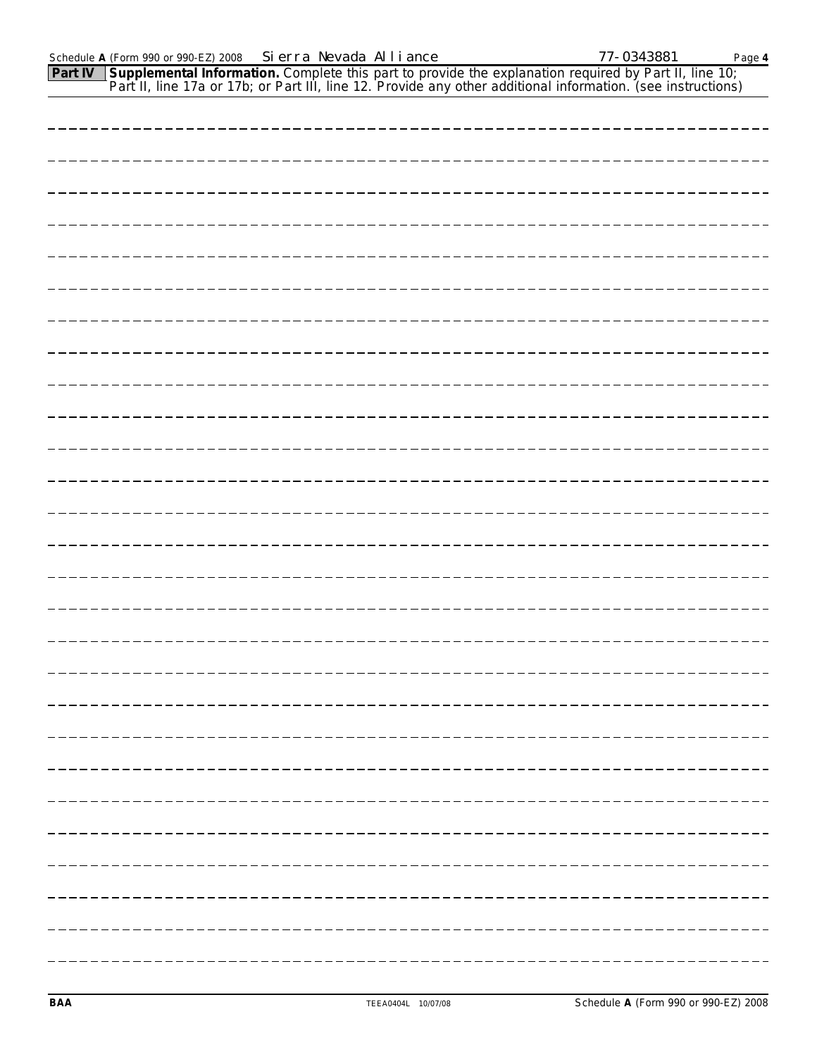Schedule **A** (Form 990 or 990-EZ) 2008 Sierra Nevada Alliance 77-0343881

**Part IV** **Supplemental Information.** Complete this part to provide the explanation required by Part II, line 10; Part II, line 17a or 17b; or Part III, line 12. Provide any other additional information. (see instructions)

BAA TEEA0404L 10/07/08 Schedule **A** (Form 990 or 990-EZ) 2008